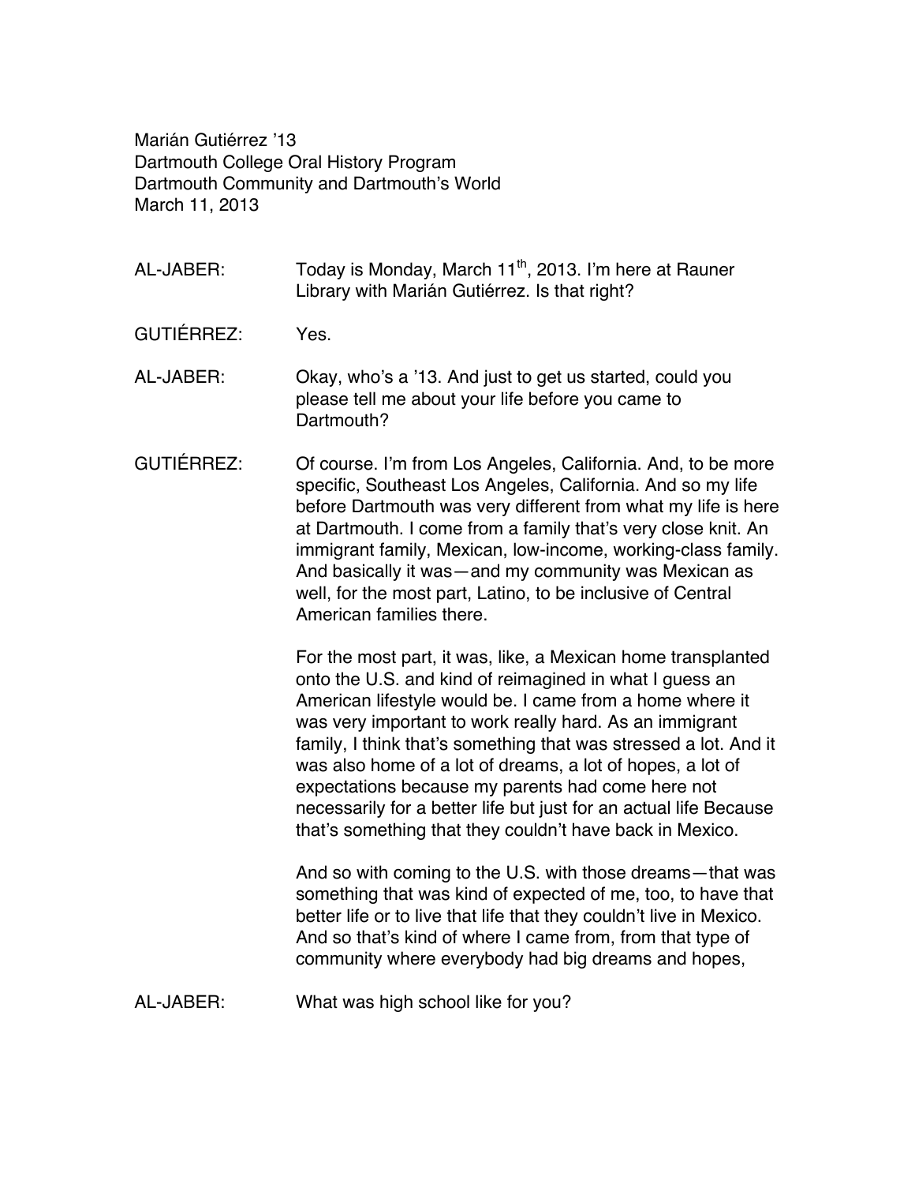Marián Gutiérrez '13
Dartmouth College Oral History Program
Dartmouth Community and Dartmouth's World
March 11, 2013

AL-JABER: Today is Monday, March 11th, 2013. I'm here at Rauner Library with Marián Gutiérrez. Is that right?

GUTIÉRREZ: Yes.

AL-JABER: Okay, who's a '13. And just to get us started, could you please tell me about your life before you came to Dartmouth?

GUTIÉRREZ: Of course. I'm from Los Angeles, California. And, to be more specific, Southeast Los Angeles, California. And so my life before Dartmouth was very different from what my life is here at Dartmouth. I come from a family that's very close knit. An immigrant family, Mexican, low-income, working-class family. And basically it was—and my community was Mexican as well, for the most part, Latino, to be inclusive of Central American families there.

For the most part, it was, like, a Mexican home transplanted onto the U.S. and kind of reimagined in what I guess an American lifestyle would be. I came from a home where it was very important to work really hard. As an immigrant family, I think that's something that was stressed a lot. And it was also home of a lot of dreams, a lot of hopes, a lot of expectations because my parents had come here not necessarily for a better life but just for an actual life Because that's something that they couldn't have back in Mexico.

And so with coming to the U.S. with those dreams—that was something that was kind of expected of me, too, to have that better life or to live that life that they couldn't live in Mexico. And so that's kind of where I came from, from that type of community where everybody had big dreams and hopes,

AL-JABER: What was high school like for you?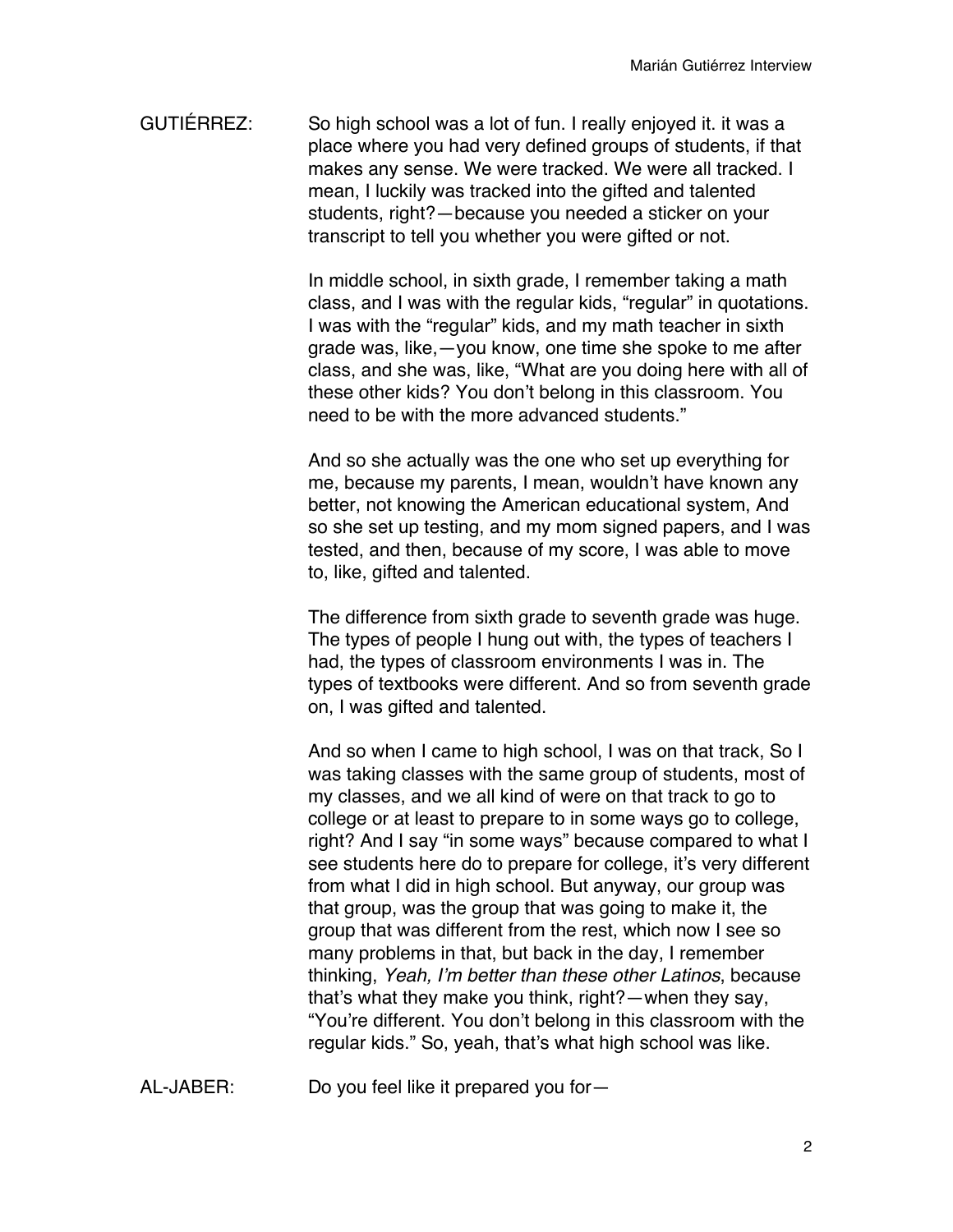GUTIÉRREZ: So high school was a lot of fun. I really enjoyed it. it was a place where you had very defined groups of students, if that makes any sense. We were tracked. We were all tracked. I mean, I luckily was tracked into the gifted and talented students, right?—because you needed a sticker on your transcript to tell you whether you were gifted or not.

In middle school, in sixth grade, I remember taking a math class, and I was with the regular kids, "regular" in quotations. I was with the "regular" kids, and my math teacher in sixth grade was, like,—you know, one time she spoke to me after class, and she was, like, "What are you doing here with all of these other kids? You don't belong in this classroom. You need to be with the more advanced students."

And so she actually was the one who set up everything for me, because my parents, I mean, wouldn't have known any better, not knowing the American educational system, And so she set up testing, and my mom signed papers, and I was tested, and then, because of my score, I was able to move to, like, gifted and talented.

The difference from sixth grade to seventh grade was huge. The types of people I hung out with, the types of teachers I had, the types of classroom environments I was in. The types of textbooks were different. And so from seventh grade on, I was gifted and talented.

And so when I came to high school, I was on that track, So I was taking classes with the same group of students, most of my classes, and we all kind of were on that track to go to college or at least to prepare to in some ways go to college, right? And I say "in some ways" because compared to what I see students here do to prepare for college, it's very different from what I did in high school. But anyway, our group was that group, was the group that was going to make it, the group that was different from the rest, which now I see so many problems in that, but back in the day, I remember thinking, *Yeah, I'm better than these other Latinos*, because that's what they make you think, right?—when they say, "You're different. You don't belong in this classroom with the regular kids." So, yeah, that's what high school was like.

AL-JABER: Do you feel like it prepared you for—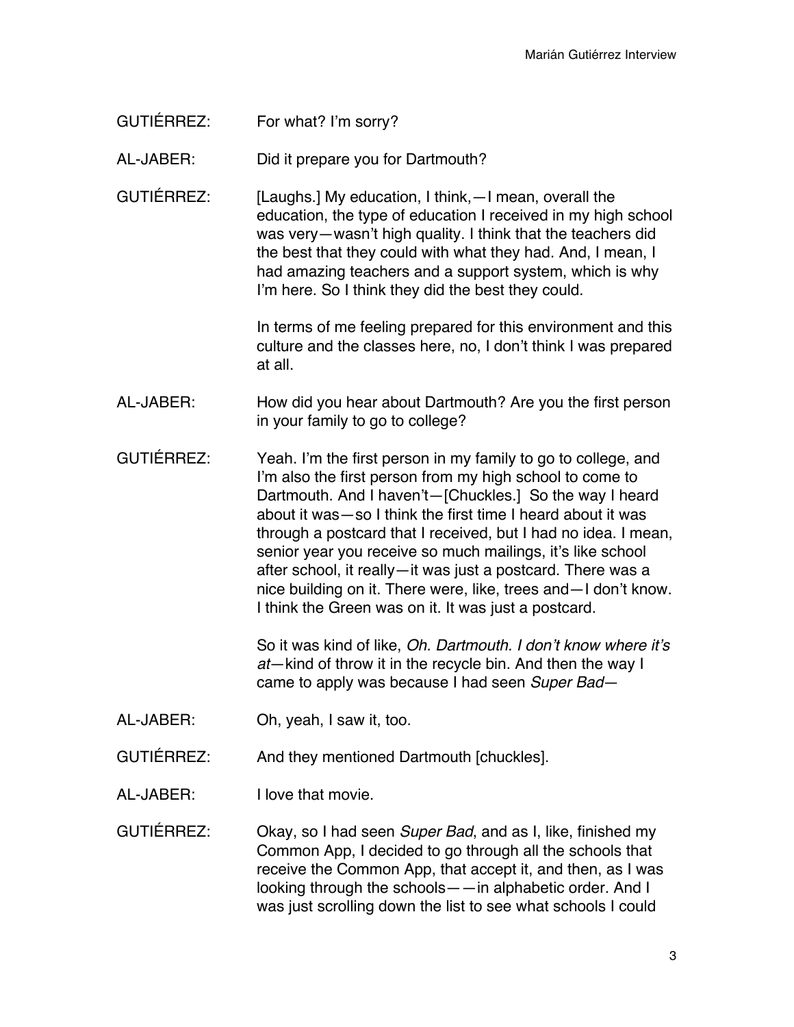GUTIÉRREZ: For what? I'm sorry?

AL-JABER: Did it prepare you for Dartmouth?

GUTIÉRREZ: [Laughs.] My education, I think,—I mean, overall the education, the type of education I received in my high school was very—wasn't high quality. I think that the teachers did the best that they could with what they had. And, I mean, I had amazing teachers and a support system, which is why I'm here. So I think they did the best they could.

In terms of me feeling prepared for this environment and this culture and the classes here, no, I don't think I was prepared at all.

AL-JABER: How did you hear about Dartmouth? Are you the first person in your family to go to college?

GUTIÉRREZ: Yeah. I'm the first person in my family to go to college, and I'm also the first person from my high school to come to Dartmouth. And I haven't—[Chuckles.] So the way I heard about it was—so I think the first time I heard about it was through a postcard that I received, but I had no idea. I mean, senior year you receive so much mailings, it's like school after school, it really—it was just a postcard. There was a nice building on it. There were, like, trees and—I don't know. I think the Green was on it. It was just a postcard.

So it was kind of like, *Oh. Dartmouth. I don't know where it's at*—kind of throw it in the recycle bin. And then the way I came to apply was because I had seen *Super Bad*—

AL-JABER: Oh, yeah, I saw it, too.

GUTIÉRREZ: And they mentioned Dartmouth [chuckles].

AL-JABER: I love that movie.

GUTIÉRREZ: Okay, so I had seen *Super Bad*, and as I, like, finished my Common App, I decided to go through all the schools that receive the Common App, that accept it, and then, as I was looking through the schools——in alphabetic order. And I was just scrolling down the list to see what schools I could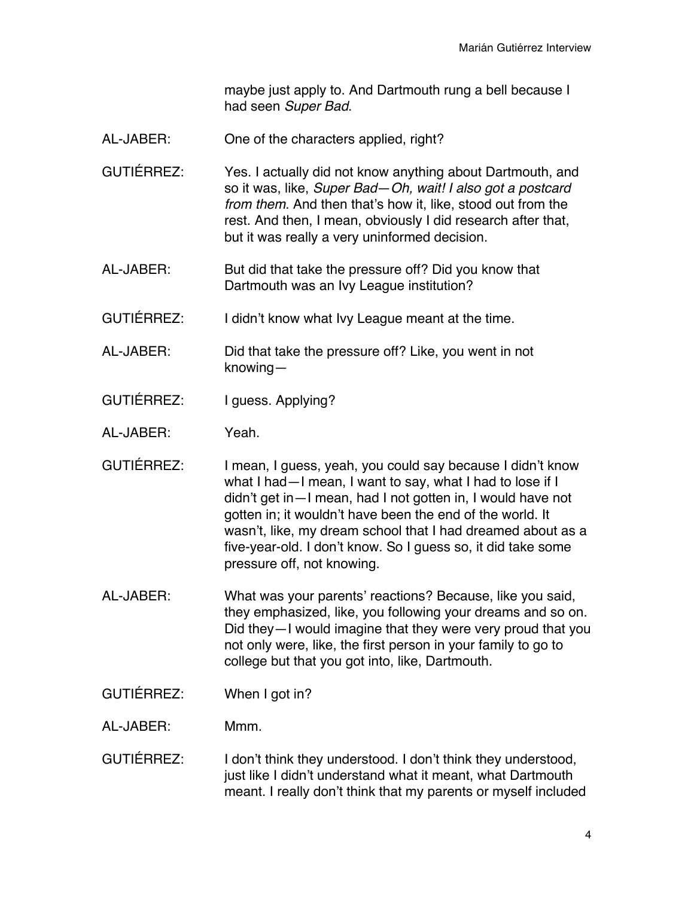maybe just apply to. And Dartmouth rung a bell because I had seen *Super Bad*.

AL-JABER: One of the characters applied, right?

GUTIÉRREZ: Yes. I actually did not know anything about Dartmouth, and so it was, like, *Super Bad—Oh, wait! I also got a postcard from them*. And then that's how it, like, stood out from the rest. And then, I mean, obviously I did research after that, but it was really a very uninformed decision.

AL-JABER: But did that take the pressure off? Did you know that Dartmouth was an Ivy League institution?

GUTIÉRREZ: I didn't know what Ivy League meant at the time.

AL-JABER: Did that take the pressure off? Like, you went in not knowing—

GUTIÉRREZ: I guess. Applying?

AL-JABER: Yeah.

GUTIÉRREZ: I mean, I guess, yeah, you could say because I didn't know what I had—I mean, I want to say, what I had to lose if I didn't get in—I mean, had I not gotten in, I would have not gotten in; it wouldn't have been the end of the world. It wasn't, like, my dream school that I had dreamed about as a five-year-old. I don't know. So I guess so, it did take some pressure off, not knowing.

AL-JABER: What was your parents' reactions? Because, like you said, they emphasized, like, you following your dreams and so on. Did they—I would imagine that they were very proud that you not only were, like, the first person in your family to go to college but that you got into, like, Dartmouth.

GUTIÉRREZ: When I got in?

AL-JABER: Mmm.

GUTIÉRREZ: I don't think they understood. I don't think they understood, just like I didn't understand what it meant, what Dartmouth meant. I really don't think that my parents or myself included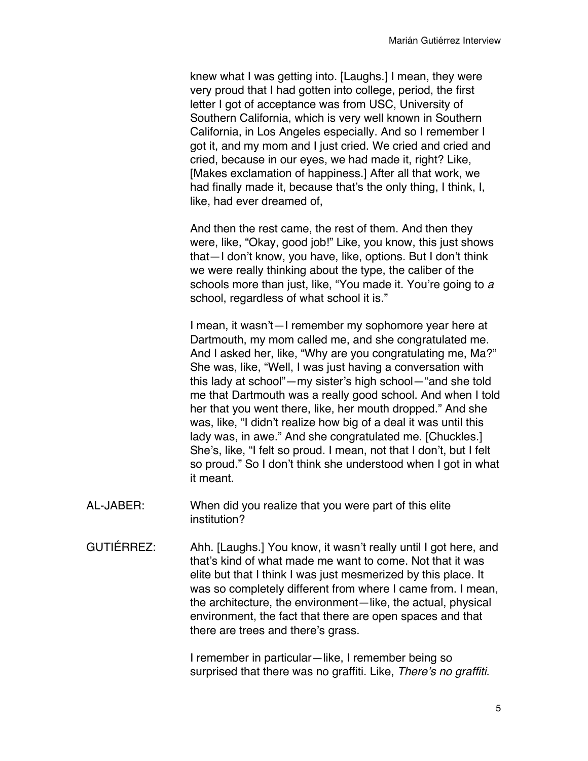knew what I was getting into. [Laughs.] I mean, they were very proud that I had gotten into college, period, the first letter I got of acceptance was from USC, University of Southern California, which is very well known in Southern California, in Los Angeles especially. And so I remember I got it, and my mom and I just cried. We cried and cried and cried, because in our eyes, we had made it, right? Like, [Makes exclamation of happiness.] After all that work, we had finally made it, because that's the only thing, I think, I, like, had ever dreamed of,

And then the rest came, the rest of them. And then they were, like, "Okay, good job!" Like, you know, this just shows that—I don't know, you have, like, options. But I don't think we were really thinking about the type, the caliber of the schools more than just, like, "You made it. You're going to *a* school, regardless of what school it is."

I mean, it wasn't—I remember my sophomore year here at Dartmouth, my mom called me, and she congratulated me. And I asked her, like, "Why are you congratulating me, Ma?" She was, like, "Well, I was just having a conversation with this lady at school"—my sister's high school—"and she told me that Dartmouth was a really good school. And when I told her that you went there, like, her mouth dropped." And she was, like, "I didn't realize how big of a deal it was until this lady was, in awe." And she congratulated me. [Chuckles.] She's, like, "I felt so proud. I mean, not that I don't, but I felt so proud." So I don't think she understood when I got in what it meant.

AL-JABER: When did you realize that you were part of this elite institution?

GUTIÉRREZ: Ahh. [Laughs.] You know, it wasn't really until I got here, and that's kind of what made me want to come. Not that it was elite but that I think I was just mesmerized by this place. It was so completely different from where I came from. I mean, the architecture, the environment—like, the actual, physical environment, the fact that there are open spaces and that there are trees and there's grass.

I remember in particular—like, I remember being so surprised that there was no graffiti. Like, *There's no graffiti.*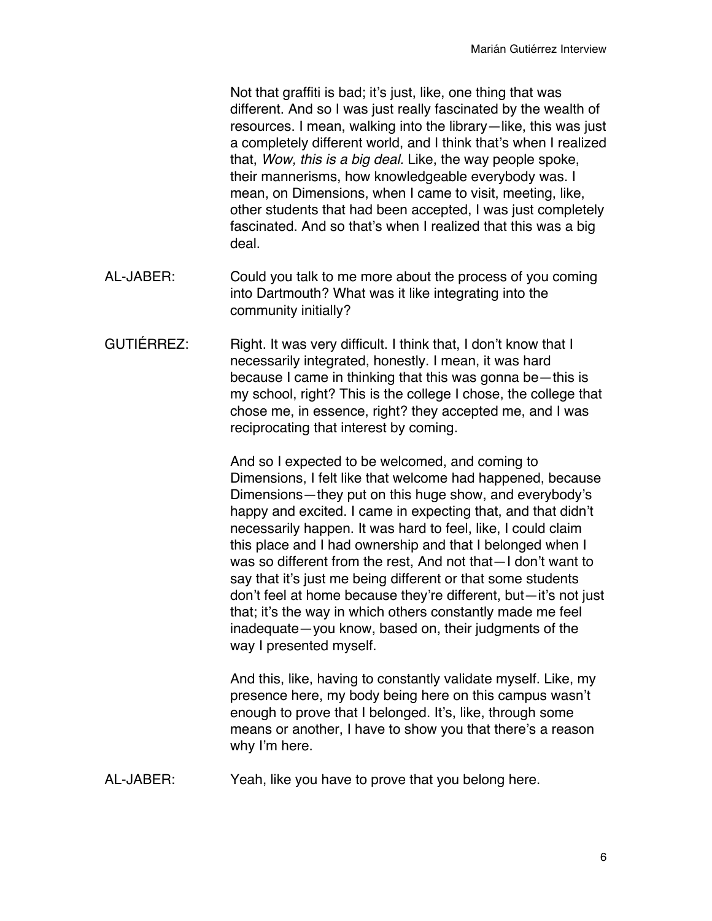Not that graffiti is bad; it's just, like, one thing that was different. And so I was just really fascinated by the wealth of resources. I mean, walking into the library—like, this was just a completely different world, and I think that's when I realized that, *Wow, this is a big deal.* Like, the way people spoke, their mannerisms, how knowledgeable everybody was. I mean, on Dimensions, when I came to visit, meeting, like, other students that had been accepted, I was just completely fascinated. And so that's when I realized that this was a big deal.

AL-JABER: Could you talk to me more about the process of you coming into Dartmouth? What was it like integrating into the community initially?

GUTIÉRREZ: Right. It was very difficult. I think that, I don't know that I necessarily integrated, honestly. I mean, it was hard because I came in thinking that this was gonna be—this is my school, right? This is the college I chose, the college that chose me, in essence, right? they accepted me, and I was reciprocating that interest by coming.

And so I expected to be welcomed, and coming to Dimensions, I felt like that welcome had happened, because Dimensions—they put on this huge show, and everybody's happy and excited. I came in expecting that, and that didn't necessarily happen. It was hard to feel, like, I could claim this place and I had ownership and that I belonged when I was so different from the rest, And not that—I don't want to say that it's just me being different or that some students don't feel at home because they're different, but—it's not just that; it's the way in which others constantly made me feel inadequate—you know, based on, their judgments of the way I presented myself.

And this, like, having to constantly validate myself. Like, my presence here, my body being here on this campus wasn't enough to prove that I belonged. It's, like, through some means or another, I have to show you that there's a reason why I'm here.

AL-JABER: Yeah, like you have to prove that you belong here.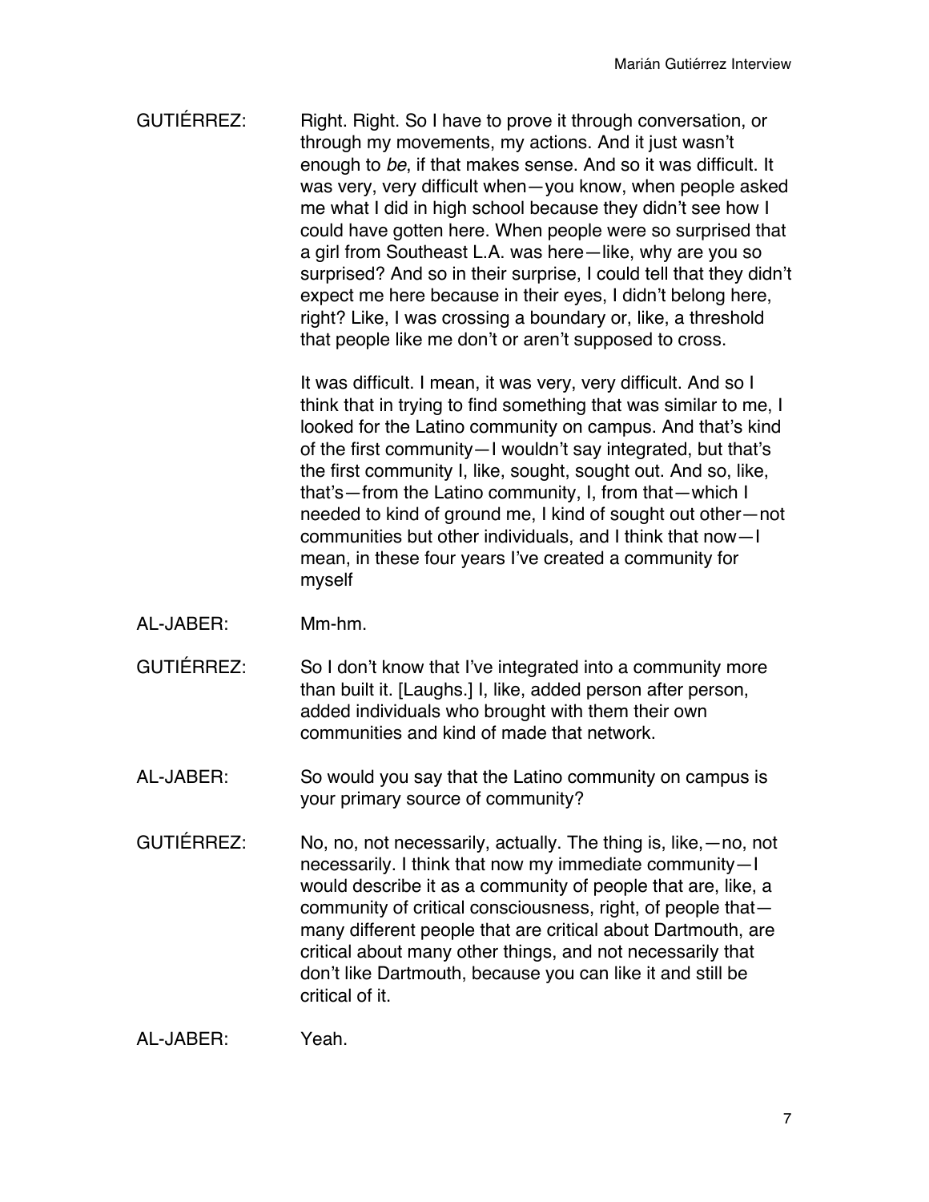GUTIÉRREZ: Right. Right. So I have to prove it through conversation, or through my movements, my actions. And it just wasn't enough to *be*, if that makes sense. And so it was difficult. It was very, very difficult when—you know, when people asked me what I did in high school because they didn't see how I could have gotten here. When people were so surprised that a girl from Southeast L.A. was here—like, why are you so surprised? And so in their surprise, I could tell that they didn't expect me here because in their eyes, I didn't belong here, right? Like, I was crossing a boundary or, like, a threshold that people like me don't or aren't supposed to cross.

It was difficult. I mean, it was very, very difficult. And so I think that in trying to find something that was similar to me, I looked for the Latino community on campus. And that's kind of the first community—I wouldn't say integrated, but that's the first community I, like, sought, sought out. And so, like, that's—from the Latino community, I, from that—which I needed to kind of ground me, I kind of sought out other—not communities but other individuals, and I think that now—I mean, in these four years I've created a community for myself

AL-JABER: Mm-hm.

GUTIÉRREZ: So I don't know that I've integrated into a community more than built it. [Laughs.] I, like, added person after person, added individuals who brought with them their own communities and kind of made that network.

AL-JABER: So would you say that the Latino community on campus is your primary source of community?

GUTIÉRREZ: No, no, not necessarily, actually. The thing is, like,—no, not necessarily. I think that now my immediate community—I would describe it as a community of people that are, like, a community of critical consciousness, right, of people that—many different people that are critical about Dartmouth, are critical about many other things, and not necessarily that don't like Dartmouth, because you can like it and still be critical of it.

AL-JABER: Yeah.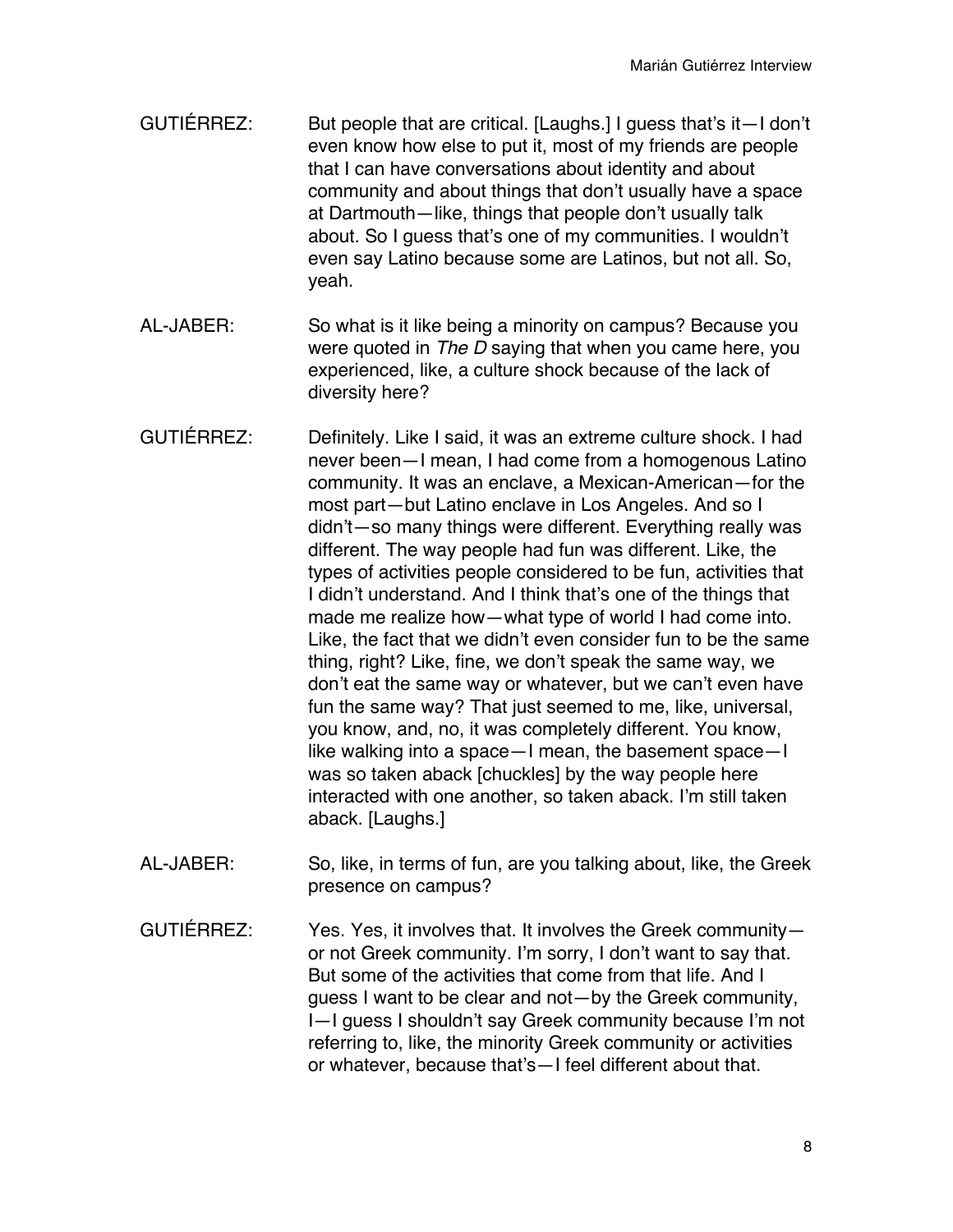GUTIÉRREZ: But people that are critical. [Laughs.] I guess that's it—I don't even know how else to put it, most of my friends are people that I can have conversations about identity and about community and about things that don't usually have a space at Dartmouth—like, things that people don't usually talk about. So I guess that's one of my communities. I wouldn't even say Latino because some are Latinos, but not all. So, yeah.

AL-JABER: So what is it like being a minority on campus? Because you were quoted in *The D* saying that when you came here, you experienced, like, a culture shock because of the lack of diversity here?

GUTIÉRREZ: Definitely. Like I said, it was an extreme culture shock. I had never been—I mean, I had come from a homogenous Latino community. It was an enclave, a Mexican-American—for the most part—but Latino enclave in Los Angeles. And so I didn't—so many things were different. Everything really was different. The way people had fun was different. Like, the types of activities people considered to be fun, activities that I didn't understand. And I think that's one of the things that made me realize how—what type of world I had come into. Like, the fact that we didn't even consider fun to be the same thing, right? Like, fine, we don't speak the same way, we don't eat the same way or whatever, but we can't even have fun the same way? That just seemed to me, like, universal, you know, and, no, it was completely different. You know, like walking into a space—I mean, the basement space—I was so taken aback [chuckles] by the way people here interacted with one another, so taken aback. I'm still taken aback. [Laughs.]

AL-JABER: So, like, in terms of fun, are you talking about, like, the Greek presence on campus?

GUTIÉRREZ: Yes. Yes, it involves that. It involves the Greek community—or not Greek community. I'm sorry, I don't want to say that. But some of the activities that come from that life. And I guess I want to be clear and not—by the Greek community, I—I guess I shouldn't say Greek community because I'm not referring to, like, the minority Greek community or activities or whatever, because that's—I feel different about that.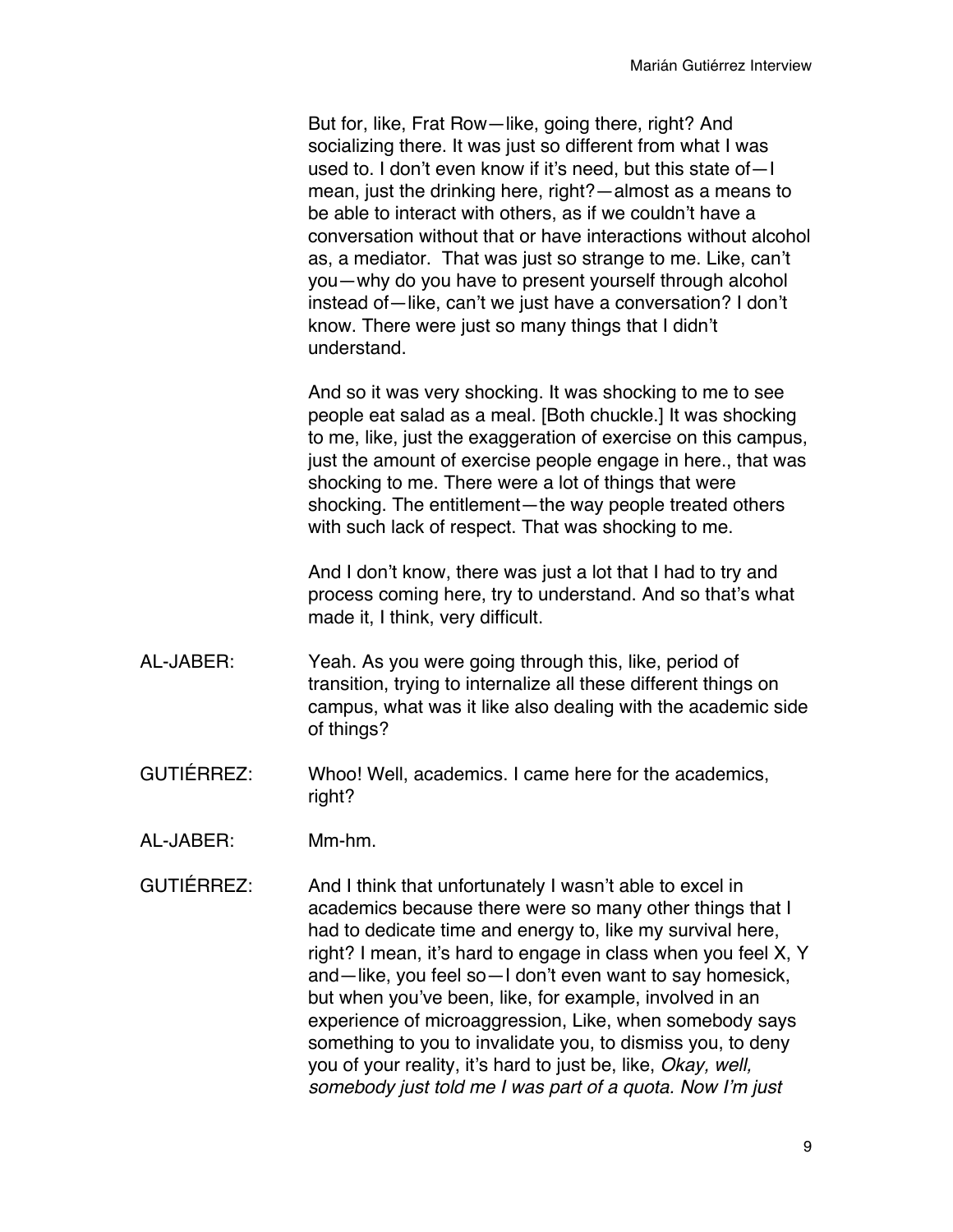But for, like, Frat Row—like, going there, right? And socializing there. It was just so different from what I was used to. I don't even know if it's need, but this state of—I mean, just the drinking here, right?—almost as a means to be able to interact with others, as if we couldn't have a conversation without that or have interactions without alcohol as, a mediator. That was just so strange to me. Like, can't you—why do you have to present yourself through alcohol instead of—like, can't we just have a conversation? I don't know. There were just so many things that I didn't understand.

And so it was very shocking. It was shocking to me to see people eat salad as a meal. [Both chuckle.] It was shocking to me, like, just the exaggeration of exercise on this campus, just the amount of exercise people engage in here., that was shocking to me. There were a lot of things that were shocking. The entitlement—the way people treated others with such lack of respect. That was shocking to me.

And I don't know, there was just a lot that I had to try and process coming here, try to understand. And so that's what made it, I think, very difficult.

AL-JABER: Yeah. As you were going through this, like, period of transition, trying to internalize all these different things on campus, what was it like also dealing with the academic side of things?

GUTIÉRREZ: Whoo! Well, academics. I came here for the academics, right?

AL-JABER: Mm-hm.

GUTIÉRREZ: And I think that unfortunately I wasn't able to excel in academics because there were so many other things that I had to dedicate time and energy to, like my survival here, right? I mean, it's hard to engage in class when you feel X, Y and—like, you feel so—I don't even want to say homesick, but when you've been, like, for example, involved in an experience of microaggression, Like, when somebody says something to you to invalidate you, to dismiss you, to deny you of your reality, it's hard to just be, like, *Okay, well, somebody just told me I was part of a quota. Now I'm just*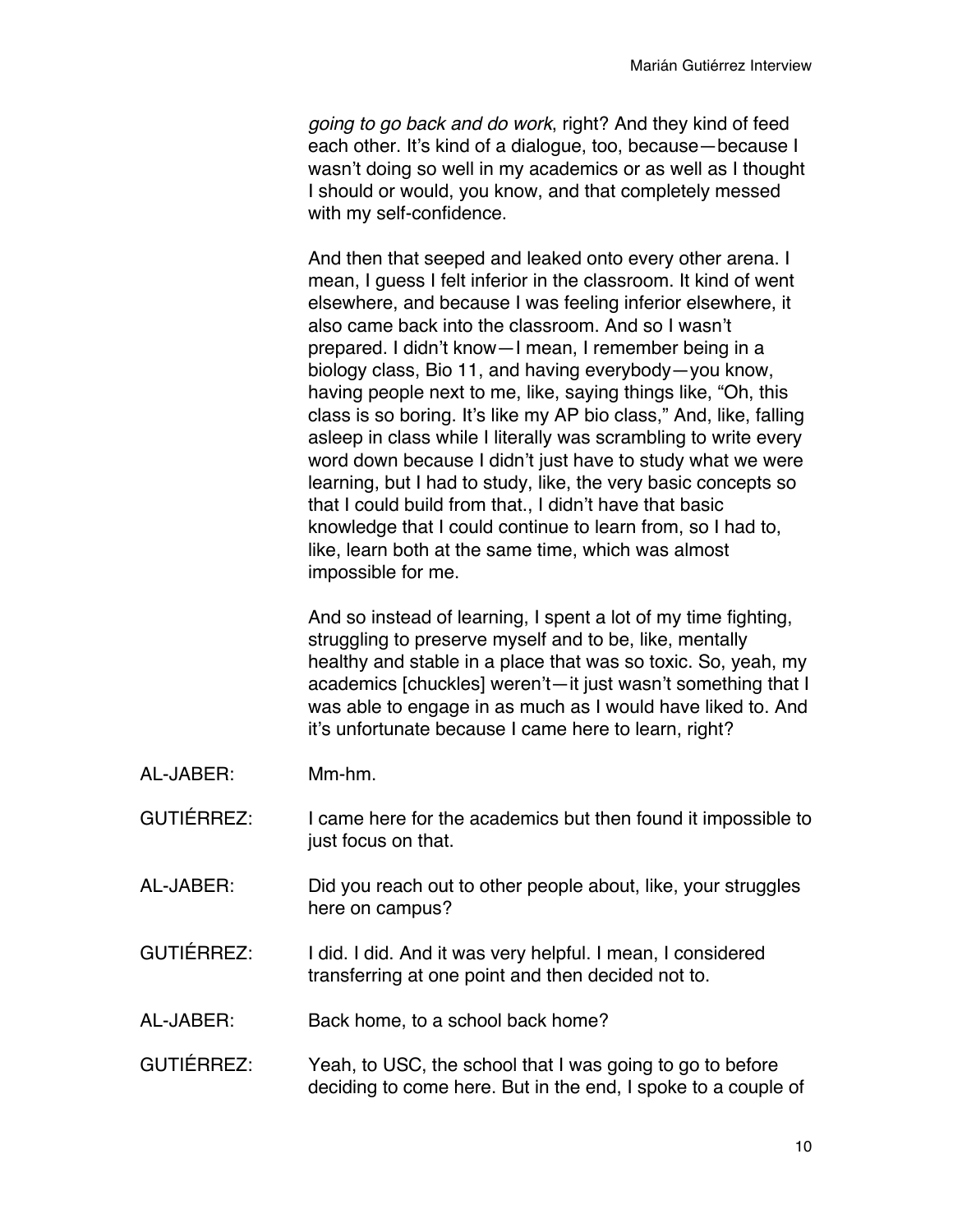*going to go back and do work*, right? And they kind of feed each other. It's kind of a dialogue, too, because—because I wasn't doing so well in my academics or as well as I thought I should or would, you know, and that completely messed with my self-confidence.

And then that seeped and leaked onto every other arena. I mean, I guess I felt inferior in the classroom. It kind of went elsewhere, and because I was feeling inferior elsewhere, it also came back into the classroom. And so I wasn't prepared. I didn't know—I mean, I remember being in a biology class, Bio 11, and having everybody—you know, having people next to me, like, saying things like, "Oh, this class is so boring. It's like my AP bio class," And, like, falling asleep in class while I literally was scrambling to write every word down because I didn't just have to study what we were learning, but I had to study, like, the very basic concepts so that I could build from that., I didn't have that basic knowledge that I could continue to learn from, so I had to, like, learn both at the same time, which was almost impossible for me.

And so instead of learning, I spent a lot of my time fighting, struggling to preserve myself and to be, like, mentally healthy and stable in a place that was so toxic. So, yeah, my academics [chuckles] weren't—it just wasn't something that I was able to engage in as much as I would have liked to. And it's unfortunate because I came here to learn, right?

AL-JABER: Mm-hm.

GUTIÉRREZ: I came here for the academics but then found it impossible to just focus on that.

AL-JABER: Did you reach out to other people about, like, your struggles here on campus?

GUTIÉRREZ: I did. I did. And it was very helpful. I mean, I considered transferring at one point and then decided not to.

AL-JABER: Back home, to a school back home?

GUTIÉRREZ: Yeah, to USC, the school that I was going to go to before deciding to come here. But in the end, I spoke to a couple of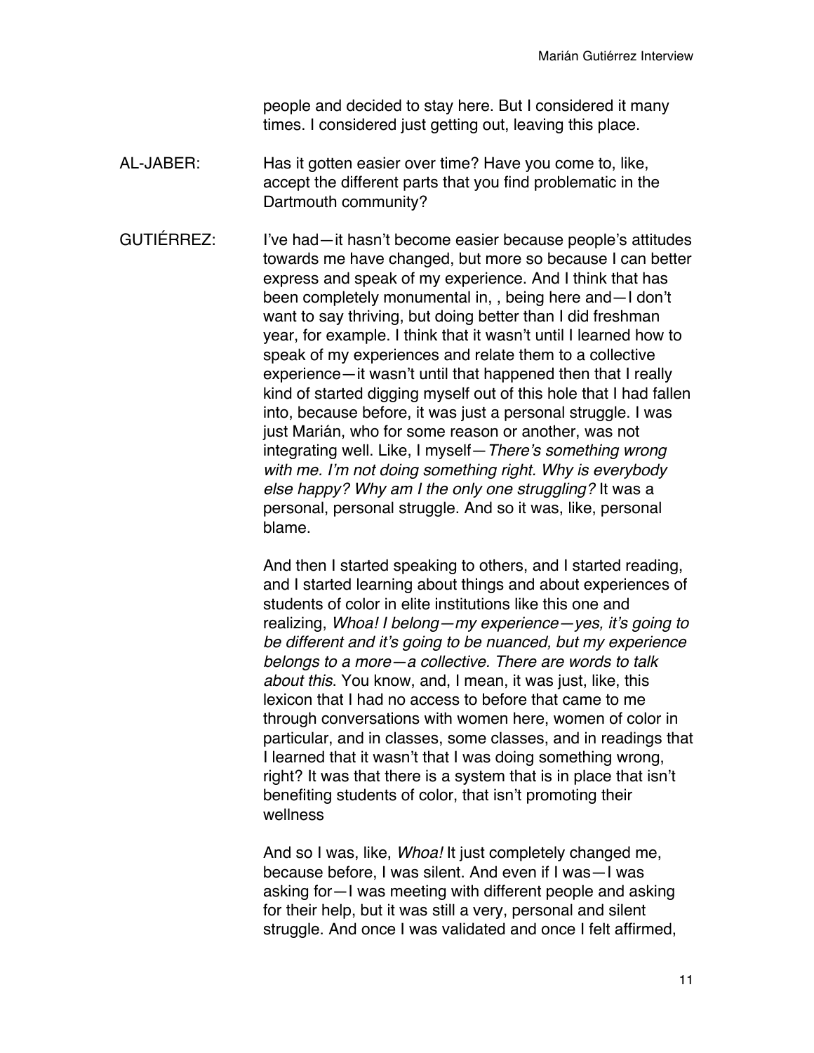people and decided to stay here. But I considered it many times. I considered just getting out, leaving this place.

AL-JABER: Has it gotten easier over time? Have you come to, like, accept the different parts that you find problematic in the Dartmouth community?

GUTIÉRREZ: I've had—it hasn't become easier because people's attitudes towards me have changed, but more so because I can better express and speak of my experience. And I think that has been completely monumental in, , being here and—I don't want to say thriving, but doing better than I did freshman year, for example. I think that it wasn't until I learned how to speak of my experiences and relate them to a collective experience—it wasn't until that happened then that I really kind of started digging myself out of this hole that I had fallen into, because before, it was just a personal struggle. I was just Marián, who for some reason or another, was not integrating well. Like, I myself—*There's something wrong with me. I'm not doing something right. Why is everybody else happy? Why am I the only one struggling?* It was a personal, personal struggle. And so it was, like, personal blame.

And then I started speaking to others, and I started reading, and I started learning about things and about experiences of students of color in elite institutions like this one and realizing, *Whoa! I belong—my experience—yes, it's going to be different and it's going to be nuanced, but my experience belongs to a more—a collective. There are words to talk about this*. You know, and, I mean, it was just, like, this lexicon that I had no access to before that came to me through conversations with women here, women of color in particular, and in classes, some classes, and in readings that I learned that it wasn't that I was doing something wrong, right? It was that there is a system that is in place that isn't benefiting students of color, that isn't promoting their wellness

And so I was, like, *Whoa!* It just completely changed me, because before, I was silent. And even if I was—I was asking for—I was meeting with different people and asking for their help, but it was still a very, personal and silent struggle. And once I was validated and once I felt affirmed,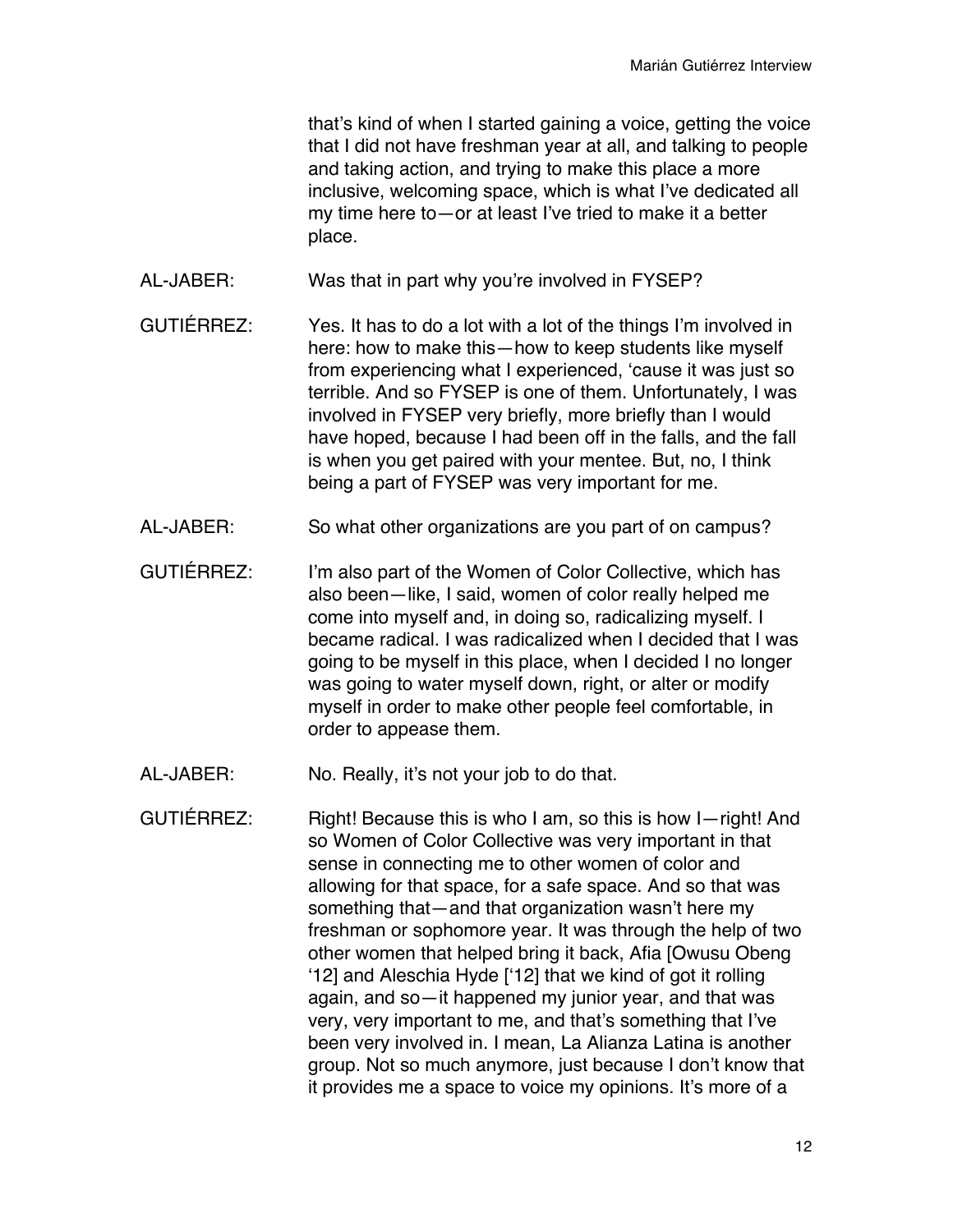that's kind of when I started gaining a voice, getting the voice that I did not have freshman year at all, and talking to people and taking action, and trying to make this place a more inclusive, welcoming space, which is what I've dedicated all my time here to—or at least I've tried to make it a better place.

AL-JABER: Was that in part why you're involved in FYSEP?

GUTIÉRREZ: Yes. It has to do a lot with a lot of the things I'm involved in here: how to make this—how to keep students like myself from experiencing what I experienced, 'cause it was just so terrible. And so FYSEP is one of them. Unfortunately, I was involved in FYSEP very briefly, more briefly than I would have hoped, because I had been off in the falls, and the fall is when you get paired with your mentee. But, no, I think being a part of FYSEP was very important for me.

AL-JABER: So what other organizations are you part of on campus?

GUTIÉRREZ: I'm also part of the Women of Color Collective, which has also been—like, I said, women of color really helped me come into myself and, in doing so, radicalizing myself. I became radical. I was radicalized when I decided that I was going to be myself in this place, when I decided I no longer was going to water myself down, right, or alter or modify myself in order to make other people feel comfortable, in order to appease them.

AL-JABER: No. Really, it's not your job to do that.

GUTIÉRREZ: Right! Because this is who I am, so this is how I—right! And so Women of Color Collective was very important in that sense in connecting me to other women of color and allowing for that space, for a safe space. And so that was something that—and that organization wasn't here my freshman or sophomore year. It was through the help of two other women that helped bring it back, Afia [Owusu Obeng '12] and Aleschia Hyde ['12] that we kind of got it rolling again, and so—it happened my junior year, and that was very, very important to me, and that's something that I've been very involved in. I mean, La Alianza Latina is another group. Not so much anymore, just because I don't know that it provides me a space to voice my opinions. It's more of a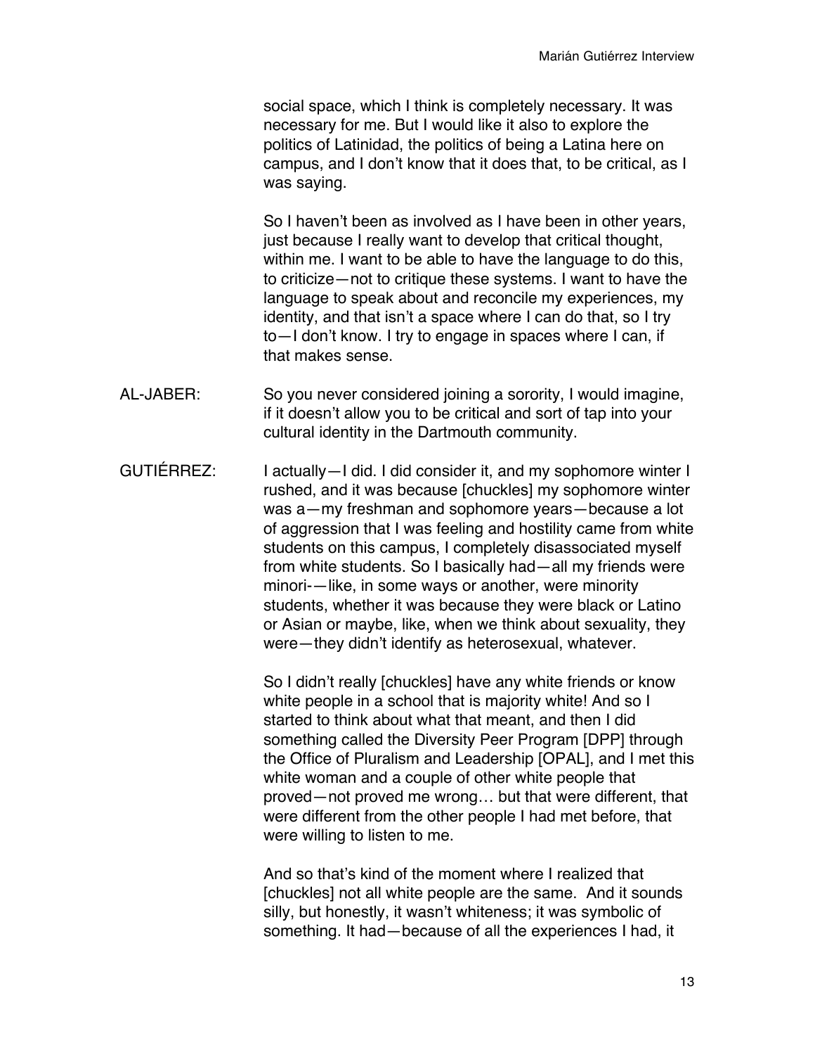social space, which I think is completely necessary. It was necessary for me. But I would like it also to explore the politics of Latinidad, the politics of being a Latina here on campus, and I don't know that it does that, to be critical, as I was saying.

So I haven't been as involved as I have been in other years, just because I really want to develop that critical thought, within me. I want to be able to have the language to do this, to criticize—not to critique these systems. I want to have the language to speak about and reconcile my experiences, my identity, and that isn't a space where I can do that, so I try to—I don't know. I try to engage in spaces where I can, if that makes sense.

AL-JABER: So you never considered joining a sorority, I would imagine, if it doesn't allow you to be critical and sort of tap into your cultural identity in the Dartmouth community.

GUTIÉRREZ: I actually—I did. I did consider it, and my sophomore winter I rushed, and it was because [chuckles] my sophomore winter was a—my freshman and sophomore years—because a lot of aggression that I was feeling and hostility came from white students on this campus, I completely disassociated myself from white students. So I basically had—all my friends were minori-—like, in some ways or another, were minority students, whether it was because they were black or Latino or Asian or maybe, like, when we think about sexuality, they were—they didn't identify as heterosexual, whatever.

So I didn't really [chuckles] have any white friends or know white people in a school that is majority white! And so I started to think about what that meant, and then I did something called the Diversity Peer Program [DPP] through the Office of Pluralism and Leadership [OPAL], and I met this white woman and a couple of other white people that proved—not proved me wrong… but that were different, that were different from the other people I had met before, that were willing to listen to me.

And so that's kind of the moment where I realized that [chuckles] not all white people are the same. And it sounds silly, but honestly, it wasn't whiteness; it was symbolic of something. It had—because of all the experiences I had, it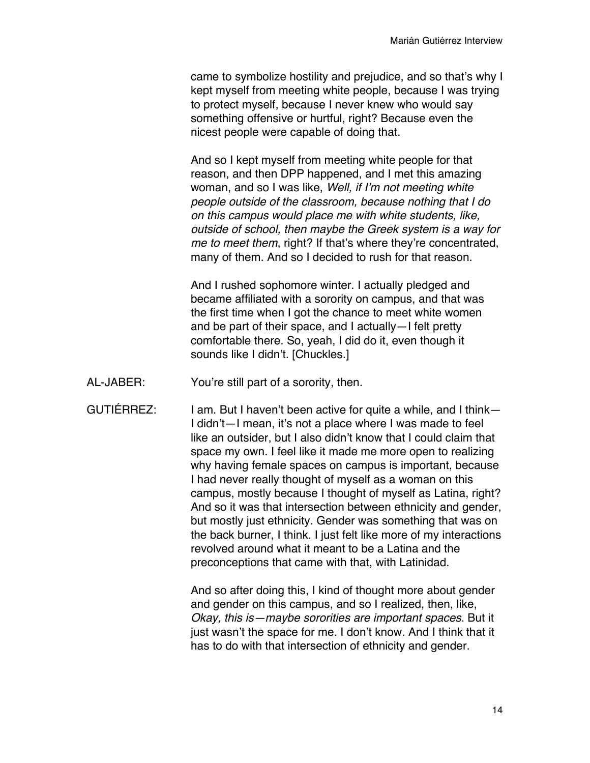came to symbolize hostility and prejudice, and so that's why I kept myself from meeting white people, because I was trying to protect myself, because I never knew who would say something offensive or hurtful, right? Because even the nicest people were capable of doing that.

And so I kept myself from meeting white people for that reason, and then DPP happened, and I met this amazing woman, and so I was like, *Well, if I'm not meeting white people outside of the classroom, because nothing that I do on this campus would place me with white students, like, outside of school, then maybe the Greek system is a way for me to meet them*, right? If that's where they're concentrated, many of them. And so I decided to rush for that reason.

And I rushed sophomore winter. I actually pledged and became affiliated with a sorority on campus, and that was the first time when I got the chance to meet white women and be part of their space, and I actually—I felt pretty comfortable there. So, yeah, I did do it, even though it sounds like I didn't. [Chuckles.]

AL-JABER: You're still part of a sorority, then.

GUTIÉRREZ: I am. But I haven't been active for quite a while, and I think—I didn't—I mean, it's not a place where I was made to feel like an outsider, but I also didn't know that I could claim that space my own. I feel like it made me more open to realizing why having female spaces on campus is important, because I had never really thought of myself as a woman on this campus, mostly because I thought of myself as Latina, right? And so it was that intersection between ethnicity and gender, but mostly just ethnicity. Gender was something that was on the back burner, I think. I just felt like more of my interactions revolved around what it meant to be a Latina and the preconceptions that came with that, with Latinidad.

And so after doing this, I kind of thought more about gender and gender on this campus, and so I realized, then, like, *Okay, this is—maybe sororities are important spaces.* But it just wasn't the space for me. I don't know. And I think that it has to do with that intersection of ethnicity and gender.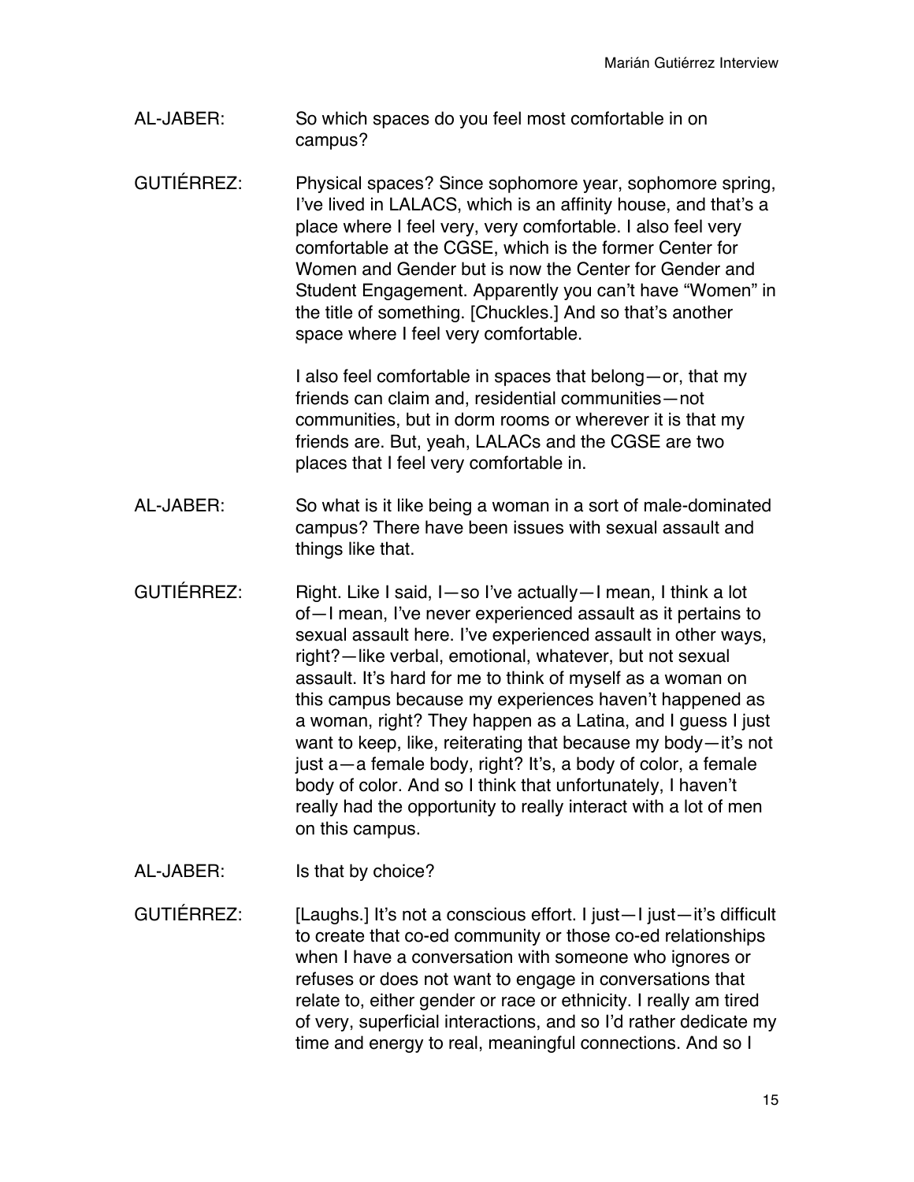AL-JABER: So which spaces do you feel most comfortable in on campus?

GUTIÉRREZ: Physical spaces? Since sophomore year, sophomore spring, I've lived in LALACS, which is an affinity house, and that's a place where I feel very, very comfortable. I also feel very comfortable at the CGSE, which is the former Center for Women and Gender but is now the Center for Gender and Student Engagement. Apparently you can't have "Women" in the title of something. [Chuckles.] And so that's another space where I feel very comfortable.

I also feel comfortable in spaces that belong—or, that my friends can claim and, residential communities—not communities, but in dorm rooms or wherever it is that my friends are. But, yeah, LALACs and the CGSE are two places that I feel very comfortable in.

AL-JABER: So what is it like being a woman in a sort of male-dominated campus? There have been issues with sexual assault and things like that.

GUTIÉRREZ: Right. Like I said, I—so I've actually—I mean, I think a lot of—I mean, I've never experienced assault as it pertains to sexual assault here. I've experienced assault in other ways, right?—like verbal, emotional, whatever, but not sexual assault. It's hard for me to think of myself as a woman on this campus because my experiences haven't happened as a woman, right? They happen as a Latina, and I guess I just want to keep, like, reiterating that because my body—it's not just a—a female body, right? It's, a body of color, a female body of color. And so I think that unfortunately, I haven't really had the opportunity to really interact with a lot of men on this campus.

AL-JABER: Is that by choice?

GUTIÉRREZ: [Laughs.] It's not a conscious effort. I just—I just—it's difficult to create that co-ed community or those co-ed relationships when I have a conversation with someone who ignores or refuses or does not want to engage in conversations that relate to, either gender or race or ethnicity. I really am tired of very, superficial interactions, and so I'd rather dedicate my time and energy to real, meaningful connections. And so I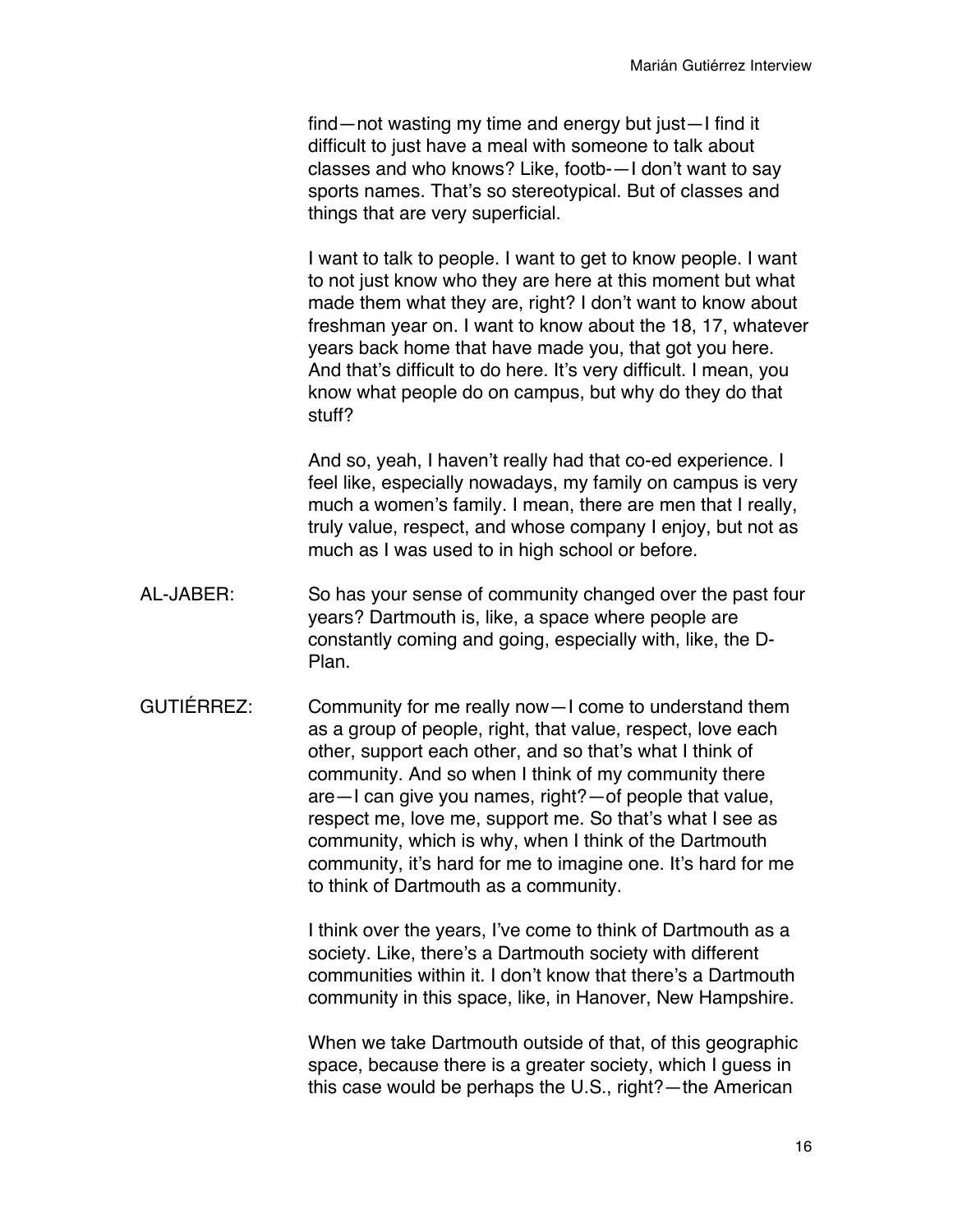find—not wasting my time and energy but just—I find it difficult to just have a meal with someone to talk about classes and who knows? Like, footb-—I don't want to say sports names. That's so stereotypical. But of classes and things that are very superficial.

I want to talk to people. I want to get to know people. I want to not just know who they are here at this moment but what made them what they are, right? I don't want to know about freshman year on. I want to know about the 18, 17, whatever years back home that have made you, that got you here. And that's difficult to do here. It's very difficult. I mean, you know what people do on campus, but why do they do that stuff?

And so, yeah, I haven't really had that co-ed experience. I feel like, especially nowadays, my family on campus is very much a women's family. I mean, there are men that I really, truly value, respect, and whose company I enjoy, but not as much as I was used to in high school or before.

AL-JABER: So has your sense of community changed over the past four years? Dartmouth is, like, a space where people are constantly coming and going, especially with, like, the D-Plan.

GUTIÉRREZ: Community for me really now—I come to understand them as a group of people, right, that value, respect, love each other, support each other, and so that's what I think of community. And so when I think of my community there are—I can give you names, right?—of people that value, respect me, love me, support me. So that's what I see as community, which is why, when I think of the Dartmouth community, it's hard for me to imagine one. It's hard for me to think of Dartmouth as a community.

I think over the years, I've come to think of Dartmouth as a society. Like, there's a Dartmouth society with different communities within it. I don't know that there's a Dartmouth community in this space, like, in Hanover, New Hampshire.

When we take Dartmouth outside of that, of this geographic space, because there is a greater society, which I guess in this case would be perhaps the U.S., right?—the American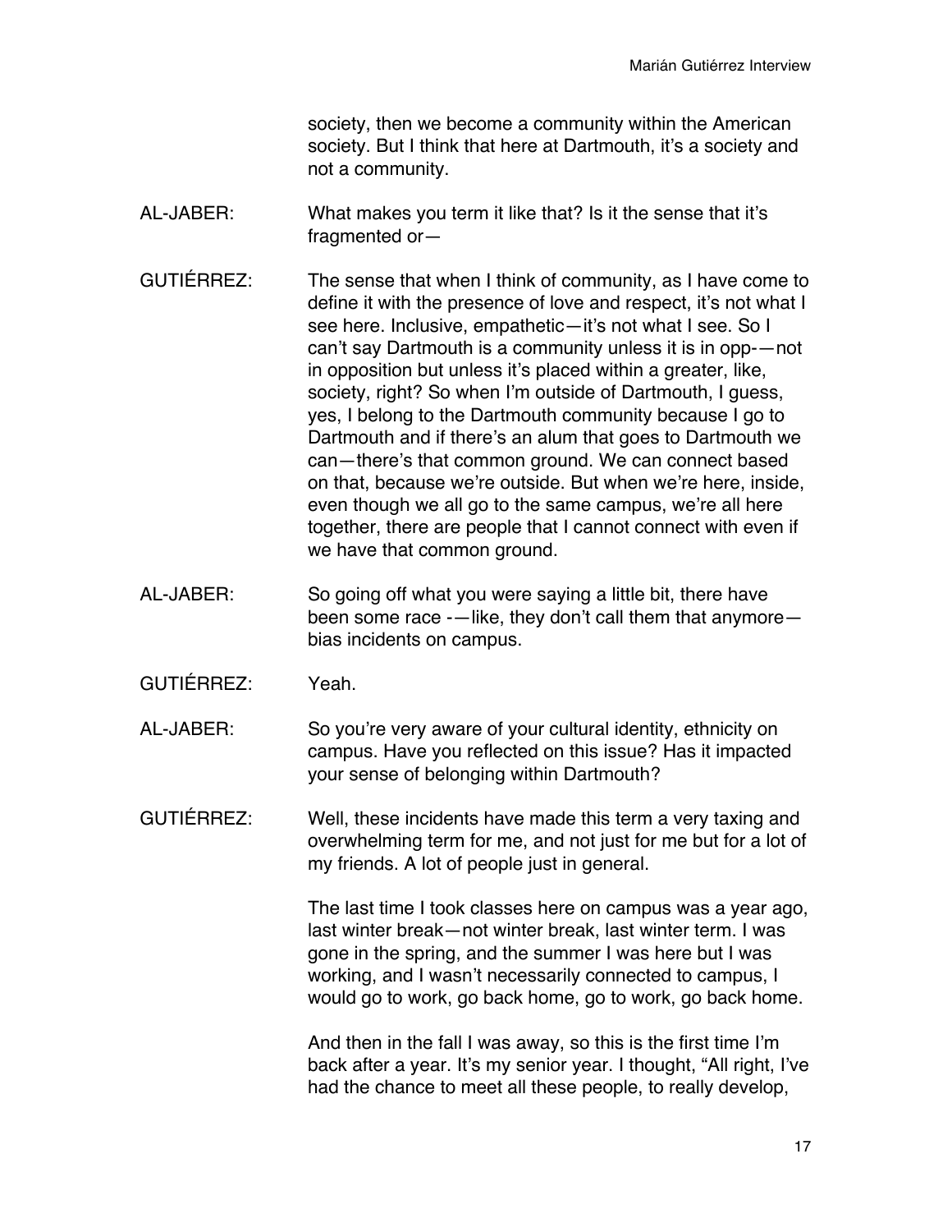society, then we become a community within the American society. But I think that here at Dartmouth, it's a society and not a community.

AL-JABER: What makes you term it like that? Is it the sense that it's fragmented or—

GUTIÉRREZ: The sense that when I think of community, as I have come to define it with the presence of love and respect, it's not what I see here. Inclusive, empathetic—it's not what I see. So I can't say Dartmouth is a community unless it is in opp-—not in opposition but unless it's placed within a greater, like, society, right? So when I'm outside of Dartmouth, I guess, yes, I belong to the Dartmouth community because I go to Dartmouth and if there's an alum that goes to Dartmouth we can—there's that common ground. We can connect based on that, because we're outside. But when we're here, inside, even though we all go to the same campus, we're all here together, there are people that I cannot connect with even if we have that common ground.

AL-JABER: So going off what you were saying a little bit, there have been some race -—like, they don't call them that anymore—bias incidents on campus.

GUTIÉRREZ: Yeah.

AL-JABER: So you're very aware of your cultural identity, ethnicity on campus. Have you reflected on this issue? Has it impacted your sense of belonging within Dartmouth?

GUTIÉRREZ: Well, these incidents have made this term a very taxing and overwhelming term for me, and not just for me but for a lot of my friends. A lot of people just in general.

The last time I took classes here on campus was a year ago, last winter break—not winter break, last winter term. I was gone in the spring, and the summer I was here but I was working, and I wasn't necessarily connected to campus, I would go to work, go back home, go to work, go back home.

And then in the fall I was away, so this is the first time I'm back after a year. It's my senior year. I thought, "All right, I've had the chance to meet all these people, to really develop,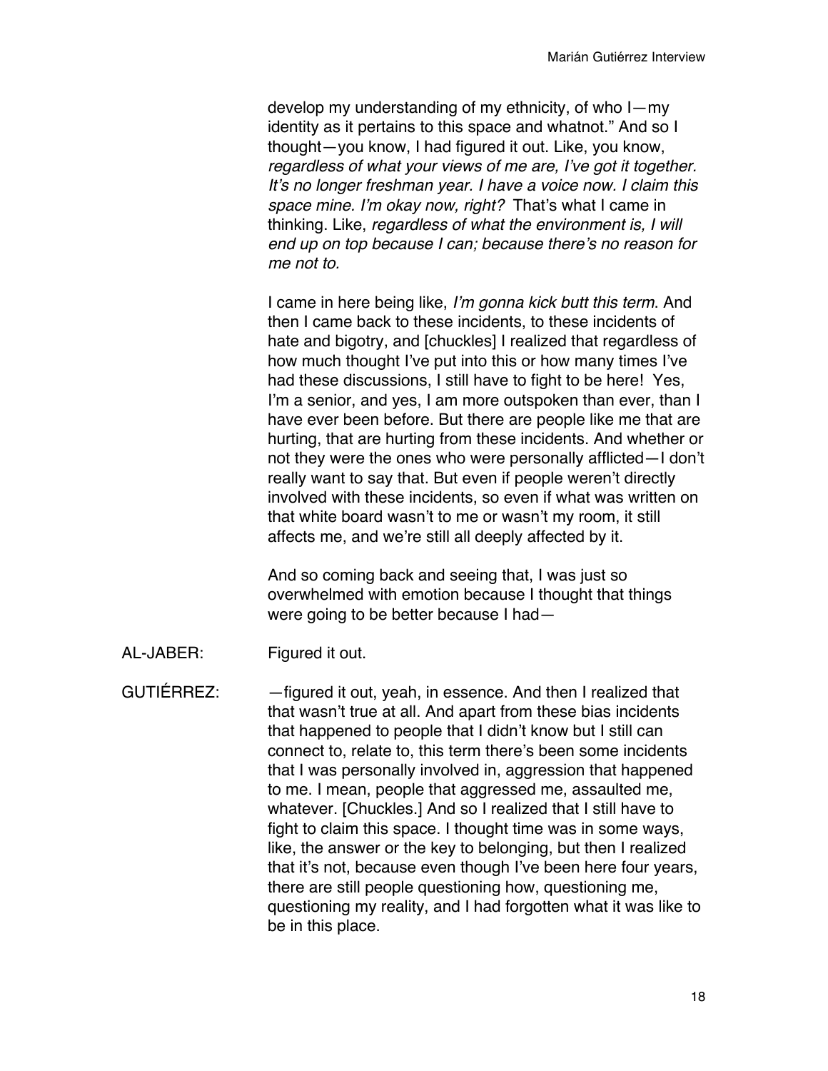develop my understanding of my ethnicity, of who I—my identity as it pertains to this space and whatnot." And so I thought—you know, I had figured it out. Like, you know, *regardless of what your views of me are, I've got it together. It's no longer freshman year. I have a voice now. I claim this space mine. I'm okay now, right?* That's what I came in thinking. Like, *regardless of what the environment is, I will end up on top because I can; because there's no reason for me not to.*

I came in here being like, *I'm gonna kick butt this term*. And then I came back to these incidents, to these incidents of hate and bigotry, and [chuckles] I realized that regardless of how much thought I've put into this or how many times I've had these discussions, I still have to fight to be here! Yes, I'm a senior, and yes, I am more outspoken than ever, than I have ever been before. But there are people like me that are hurting, that are hurting from these incidents. And whether or not they were the ones who were personally afflicted—I don't really want to say that. But even if people weren't directly involved with these incidents, so even if what was written on that white board wasn't to me or wasn't my room, it still affects me, and we're still all deeply affected by it.

And so coming back and seeing that, I was just so overwhelmed with emotion because I thought that things were going to be better because I had—

AL-JABER: Figured it out.

GUTIÉRREZ: —figured it out, yeah, in essence. And then I realized that that wasn't true at all. And apart from these bias incidents that happened to people that I didn't know but I still can connect to, relate to, this term there's been some incidents that I was personally involved in, aggression that happened to me. I mean, people that aggressed me, assaulted me, whatever. [Chuckles.] And so I realized that I still have to fight to claim this space. I thought time was in some ways, like, the answer or the key to belonging, but then I realized that it's not, because even though I've been here four years, there are still people questioning how, questioning me, questioning my reality, and I had forgotten what it was like to be in this place.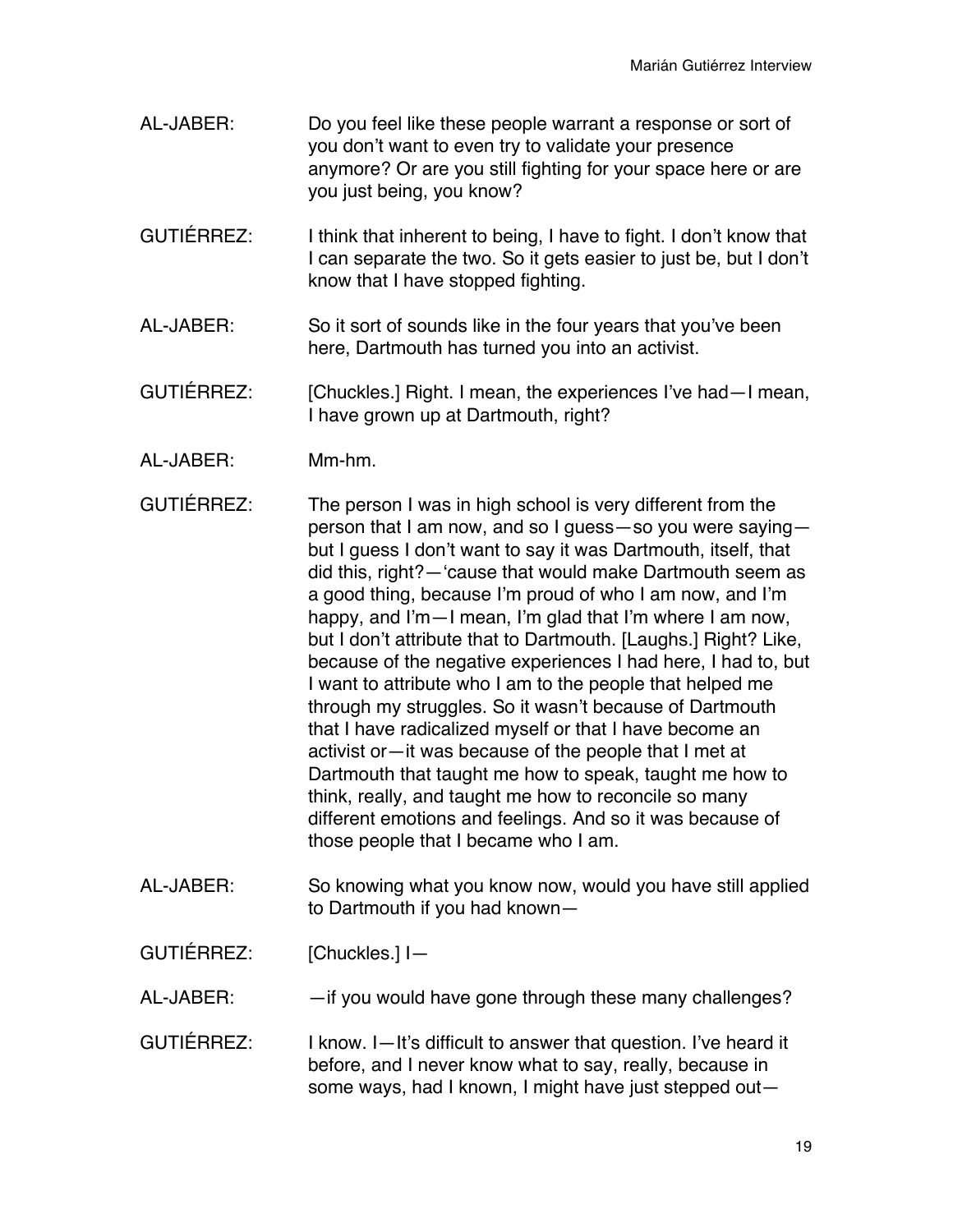AL-JABER: Do you feel like these people warrant a response or sort of you don't want to even try to validate your presence anymore? Or are you still fighting for your space here or are you just being, you know?

GUTIÉRREZ: I think that inherent to being, I have to fight. I don't know that I can separate the two. So it gets easier to just be, but I don't know that I have stopped fighting.

AL-JABER: So it sort of sounds like in the four years that you've been here, Dartmouth has turned you into an activist.

GUTIÉRREZ: [Chuckles.] Right. I mean, the experiences I've had—I mean, I have grown up at Dartmouth, right?

AL-JABER: Mm-hm.

GUTIÉRREZ: The person I was in high school is very different from the person that I am now, and so I guess—so you were saying—but I guess I don't want to say it was Dartmouth, itself, that did this, right?—'cause that would make Dartmouth seem as a good thing, because I'm proud of who I am now, and I'm happy, and I'm—I mean, I'm glad that I'm where I am now, but I don't attribute that to Dartmouth. [Laughs.] Right? Like, because of the negative experiences I had here, I had to, but I want to attribute who I am to the people that helped me through my struggles. So it wasn't because of Dartmouth that I have radicalized myself or that I have become an activist or—it was because of the people that I met at Dartmouth that taught me how to speak, taught me how to think, really, and taught me how to reconcile so many different emotions and feelings. And so it was because of those people that I became who I am.

AL-JABER: So knowing what you know now, would you have still applied to Dartmouth if you had known—

GUTIÉRREZ: [Chuckles.] I—

AL-JABER: —if you would have gone through these many challenges?

GUTIÉRREZ: I know. I—It's difficult to answer that question. I've heard it before, and I never know what to say, really, because in some ways, had I known, I might have just stepped out—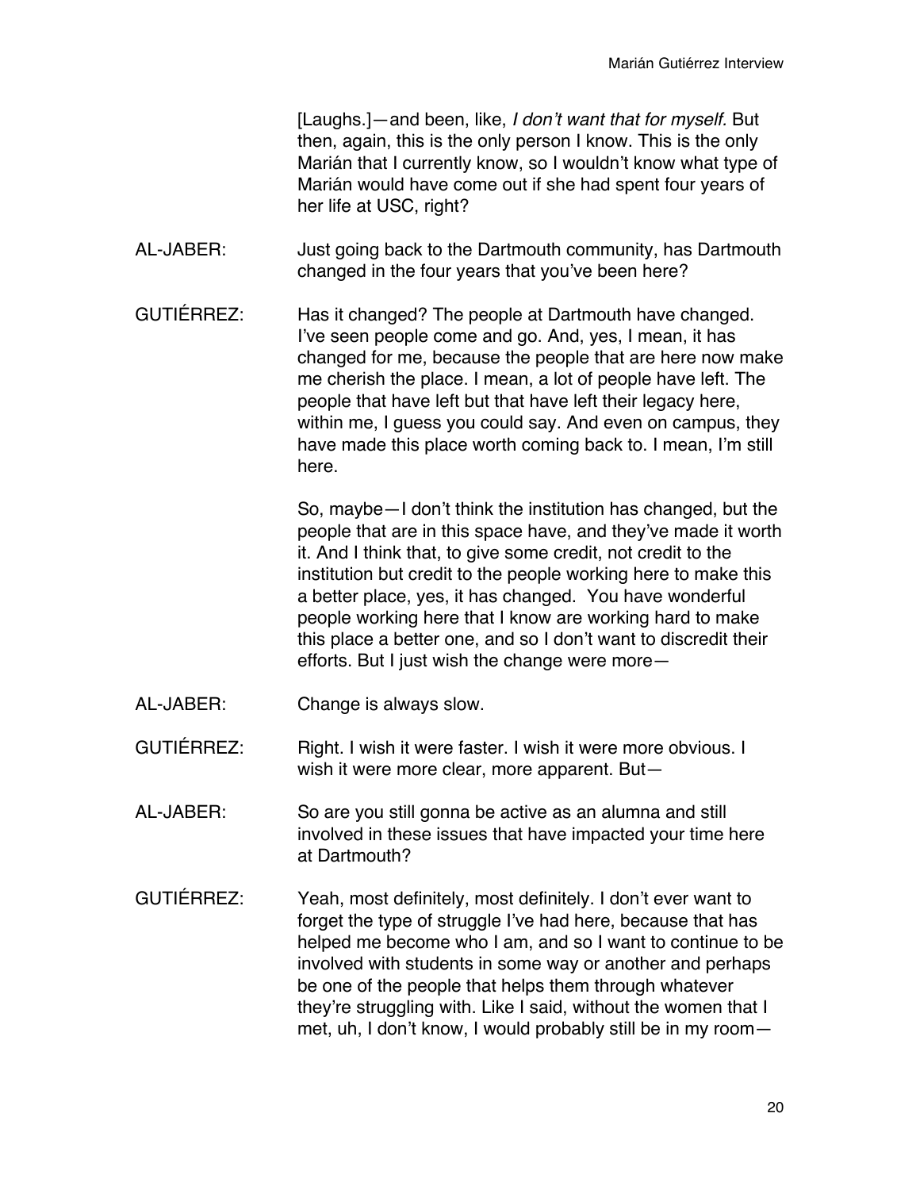[Laughs.]—and been, like, *I don't want that for myself.* But then, again, this is the only person I know. This is the only Marián that I currently know, so I wouldn't know what type of Marián would have come out if she had spent four years of her life at USC, right?

AL-JABER: Just going back to the Dartmouth community, has Dartmouth changed in the four years that you've been here?

GUTIÉRREZ: Has it changed? The people at Dartmouth have changed. I've seen people come and go. And, yes, I mean, it has changed for me, because the people that are here now make me cherish the place. I mean, a lot of people have left. The people that have left but that have left their legacy here, within me, I guess you could say. And even on campus, they have made this place worth coming back to. I mean, I'm still here.

So, maybe—I don't think the institution has changed, but the people that are in this space have, and they've made it worth it. And I think that, to give some credit, not credit to the institution but credit to the people working here to make this a better place, yes, it has changed. You have wonderful people working here that I know are working hard to make this place a better one, and so I don't want to discredit their efforts. But I just wish the change were more—

AL-JABER: Change is always slow.

GUTIÉRREZ: Right. I wish it were faster. I wish it were more obvious. I wish it were more clear, more apparent. But—

AL-JABER: So are you still gonna be active as an alumna and still involved in these issues that have impacted your time here at Dartmouth?

GUTIÉRREZ: Yeah, most definitely, most definitely. I don't ever want to forget the type of struggle I've had here, because that has helped me become who I am, and so I want to continue to be involved with students in some way or another and perhaps be one of the people that helps them through whatever they're struggling with. Like I said, without the women that I met, uh, I don't know, I would probably still be in my room—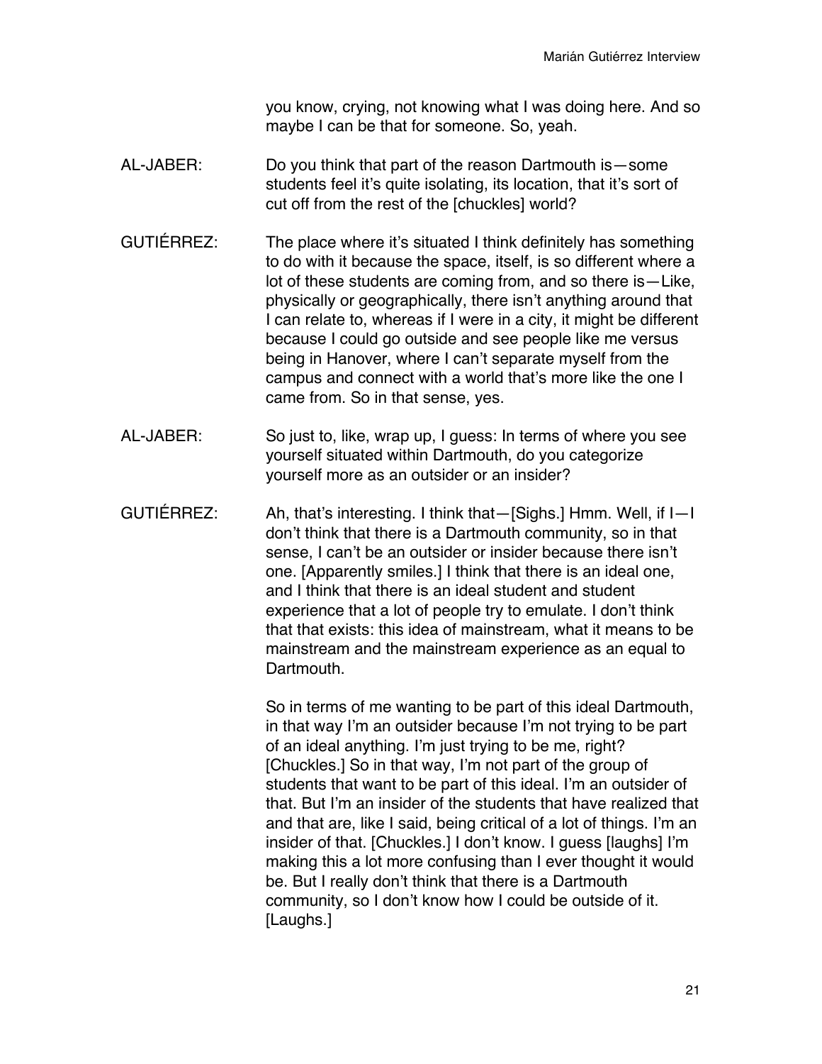you know, crying, not knowing what I was doing here. And so maybe I can be that for someone. So, yeah.

AL-JABER: Do you think that part of the reason Dartmouth is—some students feel it's quite isolating, its location, that it's sort of cut off from the rest of the [chuckles] world?

GUTIÉRREZ: The place where it's situated I think definitely has something to do with it because the space, itself, is so different where a lot of these students are coming from, and so there is—Like, physically or geographically, there isn't anything around that I can relate to, whereas if I were in a city, it might be different because I could go outside and see people like me versus being in Hanover, where I can't separate myself from the campus and connect with a world that's more like the one I came from. So in that sense, yes.

AL-JABER: So just to, like, wrap up, I guess: In terms of where you see yourself situated within Dartmouth, do you categorize yourself more as an outsider or an insider?

GUTIÉRREZ: Ah, that's interesting. I think that—[Sighs.] Hmm. Well, if I—I don't think that there is a Dartmouth community, so in that sense, I can't be an outsider or insider because there isn't one. [Apparently smiles.] I think that there is an ideal one, and I think that there is an ideal student and student experience that a lot of people try to emulate. I don't think that that exists: this idea of mainstream, what it means to be mainstream and the mainstream experience as an equal to Dartmouth.

So in terms of me wanting to be part of this ideal Dartmouth, in that way I'm an outsider because I'm not trying to be part of an ideal anything. I'm just trying to be me, right? [Chuckles.] So in that way, I'm not part of the group of students that want to be part of this ideal. I'm an outsider of that. But I'm an insider of the students that have realized that and that are, like I said, being critical of a lot of things. I'm an insider of that. [Chuckles.] I don't know. I guess [laughs] I'm making this a lot more confusing than I ever thought it would be. But I really don't think that there is a Dartmouth community, so I don't know how I could be outside of it. [Laughs.]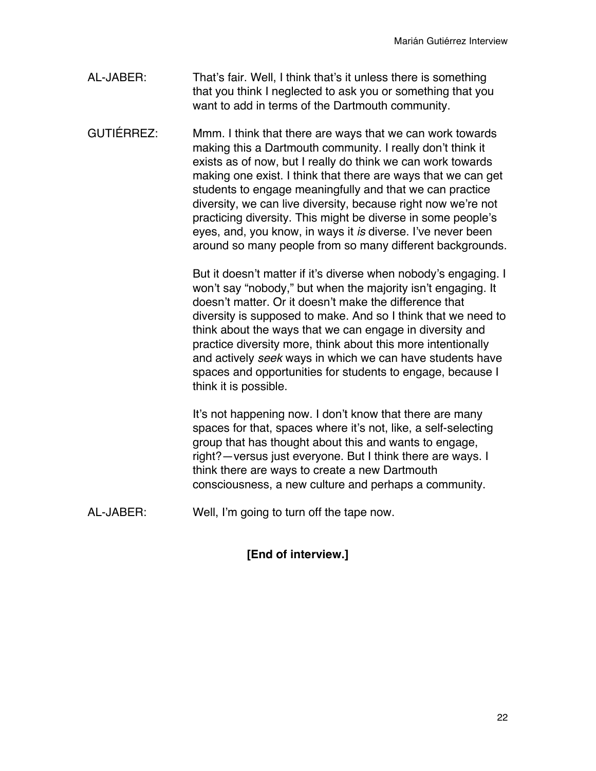AL-JABER: That's fair. Well, I think that's it unless there is something that you think I neglected to ask you or something that you want to add in terms of the Dartmouth community.

GUTIÉRREZ: Mmm. I think that there are ways that we can work towards making this a Dartmouth community. I really don't think it exists as of now, but I really do think we can work towards making one exist. I think that there are ways that we can get students to engage meaningfully and that we can practice diversity, we can live diversity, because right now we're not practicing diversity. This might be diverse in some people's eyes, and, you know, in ways it *is* diverse. I've never been around so many people from so many different backgrounds.

But it doesn't matter if it's diverse when nobody's engaging. I won't say "nobody," but when the majority isn't engaging. It doesn't matter. Or it doesn't make the difference that diversity is supposed to make. And so I think that we need to think about the ways that we can engage in diversity and practice diversity more, think about this more intentionally and actively *seek* ways in which we can have students have spaces and opportunities for students to engage, because I think it is possible.

It's not happening now. I don't know that there are many spaces for that, spaces where it's not, like, a self-selecting group that has thought about this and wants to engage, right?—versus just everyone. But I think there are ways. I think there are ways to create a new Dartmouth consciousness, a new culture and perhaps a community.

AL-JABER: Well, I'm going to turn off the tape now.

**[End of interview.]**